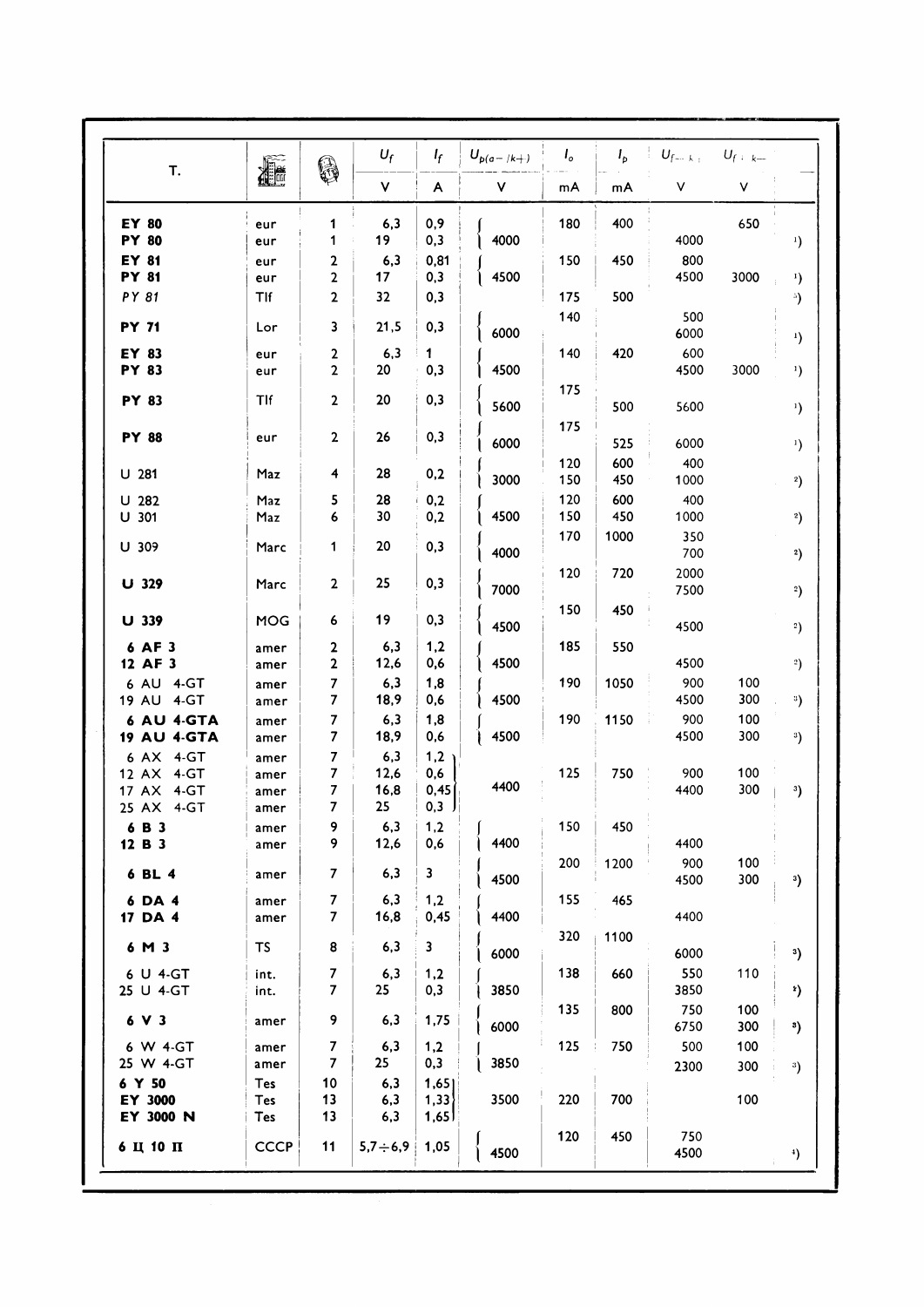| T. | | | $U_f$ | $I_f$ | $U_{p(a-/k+)}$ | $I_o$ | $I_p$ | $U_{f-k+}$ | $U_{f+k-}$ | |
|---|---|---|---|---|---|---|---|---|---|---|
| | | | V | A | V | mA | mA | V | V | |
| **EY 80** | eur | 1 | 6,3 | 0,9 | | 180 | 400 | | 650 | |
| **PY 80** | eur | 1 | 19 | 0,3 | 4000 | | | 4000 | | [1]) |
| **EY 81** | eur | 2 | 6,3 | 0,81 | | 150 | 450 | 800 | | |
| **PY 81** | eur | 2 | 17 | 0,3 | 4500 | | | 4500 | 3000 | [1]) |
| *PY 81* | Tlf | 2 | 32 | 0,3 | | 175 | 500 | | | [2]) |
| **PY 71** | Lor | 3 | 21,5 | 0,3 | 6000 | 140 | | 500<br>6000 | | [1]) |
| **EY 83** | eur | 2 | 6,3 | 1 | | 140 | 420 | 600 | | |
| **PY 83** | eur | 2 | 20 | 0,3 | 4500 | | | 4500 | 3000 | [1]) |
| **PY 83** | Tlf | 2 | 20 | 0,3 | 5600 | 175 | 500 | 5600 | | [1]) |
| **PY 88** | eur | 2 | 26 | 0,3 | 6000 | 175 | 525 | 6000 | | [1]) |
| U 281 | Maz | 4 | 28 | 0,2 | 3000 | 120<br>150 | 600<br>450 | 400<br>1000 | | [2]) |
| U 282 | Maz | 5 | 28 | 0,2 | | 120 | 600 | 400 | | |
| U 301 | Maz | 6 | 30 | 0,2 | 4500 | 150 | 450 | 1000 | | [2]) |
| U 309 | Marc | 1 | 20 | 0,3 | 4000 | 170 | 1000 | 350<br>700 | | [2]) |
| **U 329** | Marc | 2 | 25 | 0,3 | 7000 | 120 | 720 | 2000<br>7500 | | [2]) |
| **U 339** | MOG | 6 | 19 | 0,3 | 4500 | 150 | 450 | 4500 | | [2]) |
| **6 AF 3** | amer | 2 | 6,3 | 1,2 | | 185 | 550 | | | |
| **12 AF 3** | amer | 2 | 12,6 | 0,6 | 4500 | | | 4500 | | [2]) |
| 6 AU 4-GT | amer | 7 | 6,3 | 1,8 | | 190 | 1050 | 900 | 100 | |
| 19 AU 4-GT | amer | 7 | 18,9 | 0,6 | 4500 | | | 4500 | 300 | [3]) |
| **6 AU 4-GTA** | amer | 7 | 6,3 | 1,8 | | 190 | 1150 | 900 | 100 | |
| **19 AU 4-GTA** | amer | 7 | 18,9 | 0,6 | 4500 | | | 4500 | 300 | [3]) |
| 6 AX 4-GT | amer | 7 | 6,3 | 1,2 | | | | | | |
| 12 AX 4-GT | amer | 7 | 12,6 | 0,6 | | 125 | 750 | 900 | 100 | |
| 17 AX 4-GT | amer | 7 | 16,8 | 0,45 | 4400 | | | 4400 | 300 | [3]) |
| 25 AX 4-GT | amer | 7 | 25 | 0,3 | | | | | | |
| **6 B 3** | amer | 9 | 6,3 | 1,2 | | 150 | 450 | | | |
| **12 B 3** | amer | 9 | 12,6 | 0,6 | 4400 | | | 4400 | | |
| **6 BL 4** | amer | 7 | 6,3 | 3 | 4500 | 200 | 1200 | 900<br>4500 | 100<br>300 | [3]) |
| **6 DA 4** | amer | 7 | 6,3 | 1,2 | | 155 | 465 | | | |
| **17 DA 4** | amer | 7 | 16,8 | 0,45 | 4400 | | | 4400 | | |
| **6 M 3** | TS | 8 | 6,3 | 3 | 6000 | 320 | 1100 | 6000 | | [3]) |
| 6 U 4-GT | int. | 7 | 6,3 | 1,2 | | 138 | 660 | 550 | 110 | |
| 25 U 4-GT | int. | 7 | 25 | 0,3 | 3850 | | | 3850 | | [3]) |
| **6 V 3** | amer | 9 | 6,3 | 1,75 | 6000 | 135 | 800 | 750<br>6750 | 100<br>300 | [3]) |
| 6 W 4-GT | amer | 7 | 6,3 | 1,2 | | 125 | 750 | 500 | 100 | |
| 25 W 4-GT | amer | 7 | 25 | 0,3 | 3850 | | | 2300 | 300 | [3]) |
| **6 Y 50** | Tes | 10 | 6,3 | 1,65 | | | | | | |
| **EY 3000** | Tes | 13 | 6,3 | 1,33 | 3500 | 220 | 700 | | 100 | |
| **EY 3000 N** | Tes | 13 | 6,3 | 1,65 | | | | | | |
| **6 Ц 10 П** | СССР | 11 | 5,7÷6,9 | 1,05 | 4500 | 120 | 450 | 750<br>4500 | | [4]) |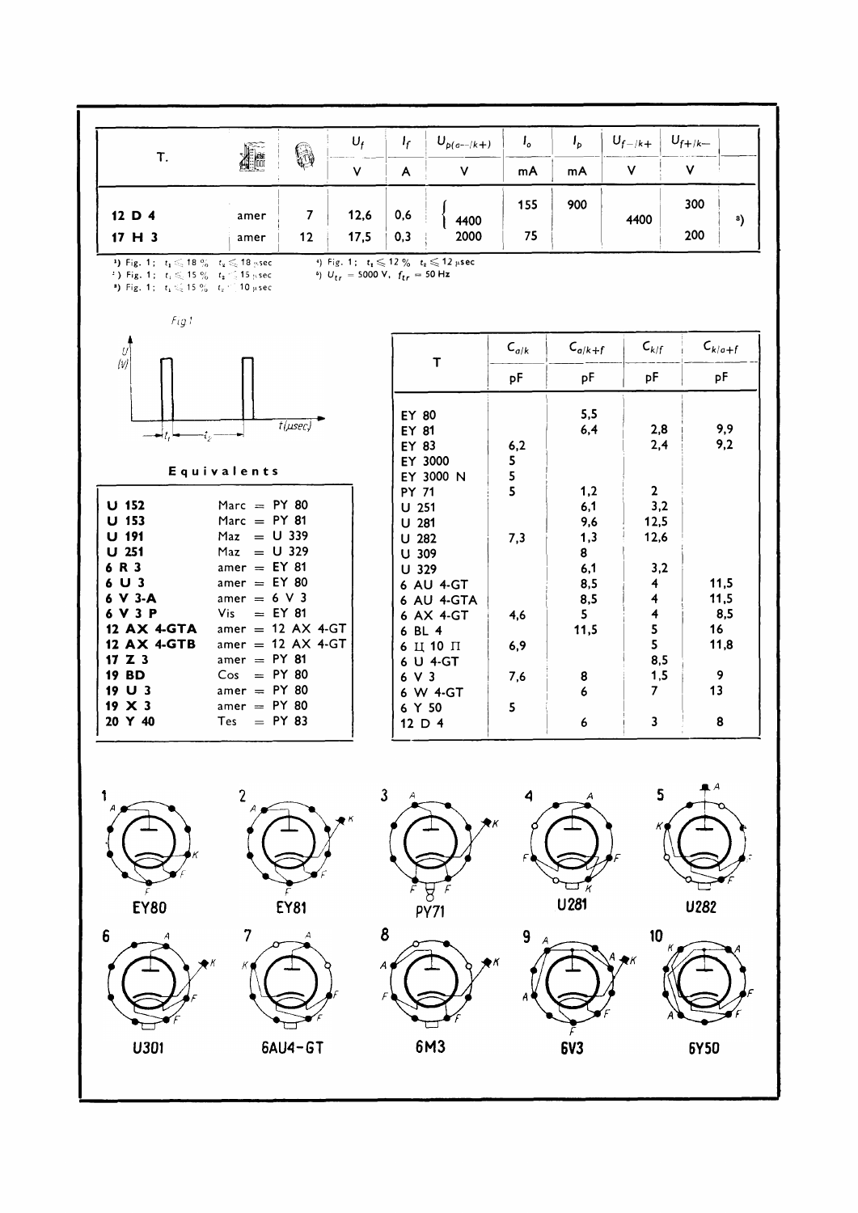| T. | | | $U_f$ | $I_f$ | $U_{p(a-/k+)}$ | $I_o$ | $I_p$ | $U_{f-/k+}$ | $U_{f+/k-}$ | |
|---|---|---|---|---|---|---|---|---|---|---|
| | | | V | A | V | mA | mA | V | V | |
| 12 D 4 | amer | 7 | 12,6 | 0,6 | 4400 | 155 | 900 | 4400 | 300 | 8) |
| 17 H 3 | amer | 12 | 17,5 | 0,3 | 2000 | 75 | | | 200 | |

[1]) Fig. 1; $t_1 \leq 18\ \%$ $t_2 \leq 18\ \mu sec$
[2]) Fig. 1; $t_1 \leq 15\ \%$ $t_2 \leq 15\ \mu sec$
[3]) Fig. 1; $t_1 \leq 15\ \%$ $t_2 \leq 10\ \mu sec$
[4]) Fig. 1; $t_1 \leq 12\ \%$ $t_2 \leq 12\ \mu sec$
[5]) $U_{tr} = 5000$ V, $f_{tr} = 50$ Hz

Fig 1

U (V) — $t_1$, $t_2$ — t(µsec)

**Equivalents**

| | |
|---|---|
| **U 152** | Marc = PY 80 |
| **U 153** | Marc = PY 81 |
| **U 191** | Maz = U 339 |
| **U 251** | Maz = U 329 |
| **6 R 3** | amer = EY 81 |
| **6 U 3** | amer = EY 80 |
| **6 V 3-A** | amer = 6 V 3 |
| **6 V 3 P** | Vis = EY 81 |
| **12 AX 4-GTA** | amer = 12 AX 4-GT |
| **12 AX 4-GTB** | amer = 12 AX 4-GT |
| **17 Z 3** | amer = PY 81 |
| **19 BD** | Cos = PY 80 |
| **19 U 3** | amer = PY 80 |
| **19 X 3** | amer = PY 80 |
| **20 Y 40** | Tes = PY 83 |

| T | $C_{a/k}$ | $C_{a/k+f}$ | $C_{k/f}$ | $C_{k/a+f}$ |
|---|---|---|---|---|
| | pF | pF | pF | pF |
| EY 80 | | 5,5 | | |
| EY 81 | | 6,4 | 2,8 | 9,9 |
| EY 83 | 6,2 | | 2,4 | 9,2 |
| EY 3000 | 5 | | | |
| EY 3000 N | 5 | | | |
| PY 71 | 5 | 1,2 | 2 | |
| U 251 | | 6,1 | 3,2 | |
| U 281 | | 9,6 | 12,5 | |
| U 282 | 7,3 | 1,3 | 12,6 | |
| U 309 | | 8 | | |
| U 329 | | 6,1 | 3,2 | |
| 6 AU 4-GT | | 8,5 | 4 | 11,5 |
| 6 AU 4-GTA | | 8,5 | 4 | 11,5 |
| 6 AX 4-GT | 4,6 | 5 | 4 | 8,5 |
| 6 BL 4 | | 11,5 | 5 | 16 |
| 6 Ц 10 П | 6,9 | | 5 | 11,8 |
| 6 U 4-GT | | | 8,5 | |
| 6 V 3 | 7,6 | 8 | 1,5 | 9 |
| 6 W 4-GT | | 6 | 7 | 13 |
| 6 Y 50 | 5 | | | |
| 12 D 4 | | 6 | 3 | 8 |

1 EY80 — 2 EY81 — 3 PY71 — 4 U281 — 5 U282 — 6 U301 — 7 6AU4-GT — 8 6M3 — 9 6V3 — 10 6Y50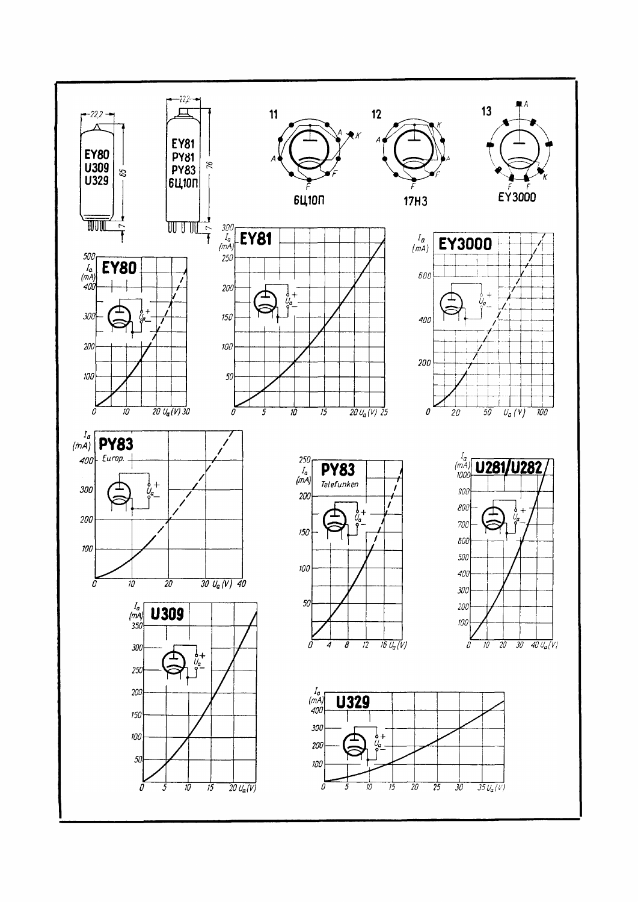EY80
U309
U329

22,2

65

7

EY81
PY81
PY83
6Ц10П

22,2

76

7

11

A

K

A

F

6Ц10П

12

K

A

A

F

F

17H3

13

A

F F

K

EY3000

## EY80

$I_a$ (mA)

500, 400, 300, 200, 100

0, 10, 20, 30 $U_a$ (V)

## EY81

$I_a$ (mA)

300, 250, 200, 150, 100, 50

0, 5, 10, 15, 20, 25 $U_a$ (V)

## EY3000

$I_a$ (mA)

600, 400, 200

0, 20, 50, 100 $U_a$ (V)

## PY83

*Europ.*

$I_a$ (mA)

400, 300, 200, 100

0, 10, 20, 30, 40 $U_a$ (V)

## PY83

*Telefunken*

$I_a$ (mA)

250, 200, 150, 100, 50

0, 4, 8, 12, 16 $U_a$ (V)

## U281/U282

$I_a$ (mA)

1000, 900, 800, 700, 600, 500, 400, 300, 200, 100

0, 10, 20, 30, 40 $U_a$ (V)

## U309

$I_a$ (mA)

350, 300, 250, 200, 150, 100, 50

0, 5, 10, 15, 20 $U_a$ (V)

## U329

$I_a$ (mA)

400, 300, 200, 100

0, 5, 10, 15, 20, 25, 30, 35 $U_a$ (V)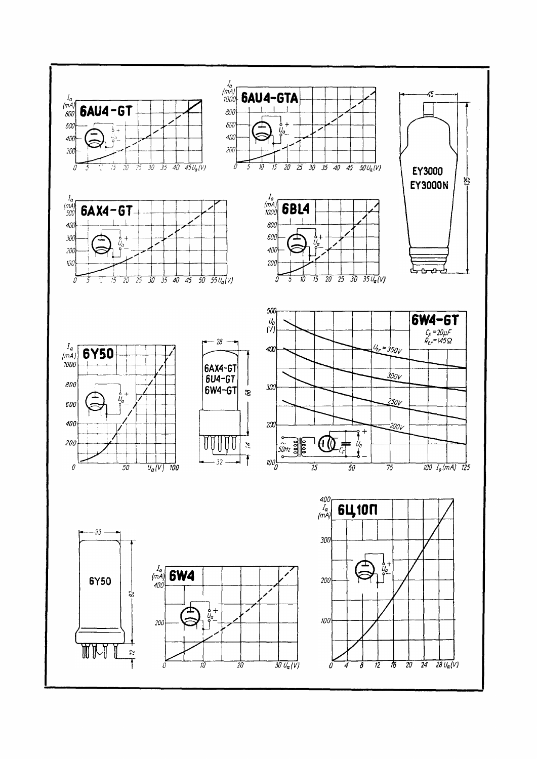$I_a$ (mA)

**6AU4-GT**

800
600
400
200

0 5 10 15 20 25 30 35 40 45 $U_a$(V)

$U_a$

$I_a$ (mA)

**6AU4-GTA**

1000
800
600
400
200

0 5 10 15 20 25 30 35 40 45 50 $U_a$(V)

$U_a$

45

**EY3000**
**EY3000N**

135

$I_a$ (mA)

**6AX4-GT**

500
400
300
200
100

0 5 10 15 20 25 30 35 40 45 50 55 $U_a$(V)

$U_a$

$I_a$ (mA)

**6BL4**

1000
800
600
400
200

0 5 10 15 20 25 30 35 $U_a$(V)

$U_a$

$I_a$ (mA)

**6Y50**

1000
800
600
400
200

0 50 $U_a$(V) 100

$U_a$

28

**6AX4-GT**
**6U4-GT**
**6W4-GT**

68

14

32

500

$U_0$ (V)

**6W4-GT**

$C_F = 20\mu F$
$R_{tr} = 145\Omega$

400
300
200
100

$U_{tr} = 350V$
300V
250V
200V

50Hz
$C_F$
$U_0$

0 25 50 75 100 $I_0$(mA) 125

33

**6Y50**

82

12

$I_a$ (mA)

**6W4**

400
200

0 10 20 30 $U_a$(V)

$U_a$

400

$I_a$ (mA)

**6Ц10П**

300
200
100

0 4 8 12 16 20 24 28 $U_a$(V)

$U_a$